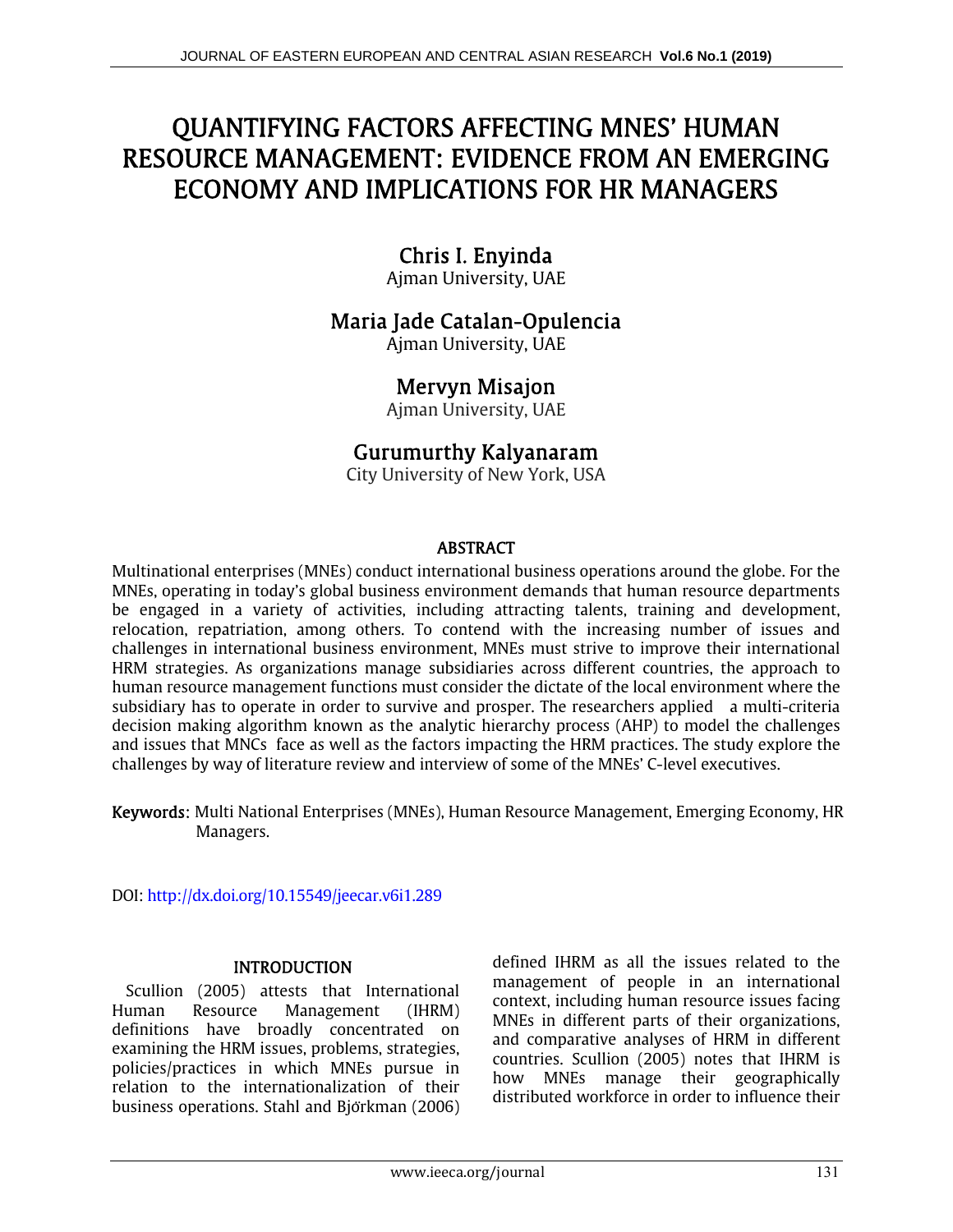# QUANTIFYING FACTORS AFFECTING MNES' HUMAN RESOURCE MANAGEMENT: EVIDENCE FROM AN EMERGING ECONOMY AND IMPLICATIONS FOR HR MANAGERS

**Chris I. Enyinda**
Ajman University, UAE

**Maria Jade Catalan-Opulencia**
Ajman University, UAE

**Mervyn Misajon**
Ajman University, UAE

**Gurumurthy Kalyanaram**
City University of New York, USA

## ABSTRACT

Multinational enterprises (MNEs) conduct international business operations around the globe. For the MNEs, operating in today's global business environment demands that human resource departments be engaged in a variety of activities, including attracting talents, training and development, relocation, repatriation, among others. To contend with the increasing number of issues and challenges in international business environment, MNEs must strive to improve their international HRM strategies. As organizations manage subsidiaries across different countries, the approach to human resource management functions must consider the dictate of the local environment where the subsidiary has to operate in order to survive and prosper. The researchers applied a multi-criteria decision making algorithm known as the analytic hierarchy process (AHP) to model the challenges and issues that MNCs face as well as the factors impacting the HRM practices. The study explore the challenges by way of literature review and interview of some of the MNEs' C-level executives.

**Keywords:** Multi National Enterprises (MNEs), Human Resource Management, Emerging Economy, HR Managers.

DOI: http://dx.doi.org/10.15549/jeecar.v6i1.289

## INTRODUCTION

Scullion (2005) attests that International Human Resource Management (IHRM) definitions have broadly concentrated on examining the HRM issues, problems, strategies, policies/practices in which MNEs pursue in relation to the internationalization of their business operations. Stahl and Bjӧrkman (2006) defined IHRM as all the issues related to the management of people in an international context, including human resource issues facing MNEs in different parts of their organizations, and comparative analyses of HRM in different countries. Scullion (2005) notes that IHRM is how MNEs manage their geographically distributed workforce in order to influence their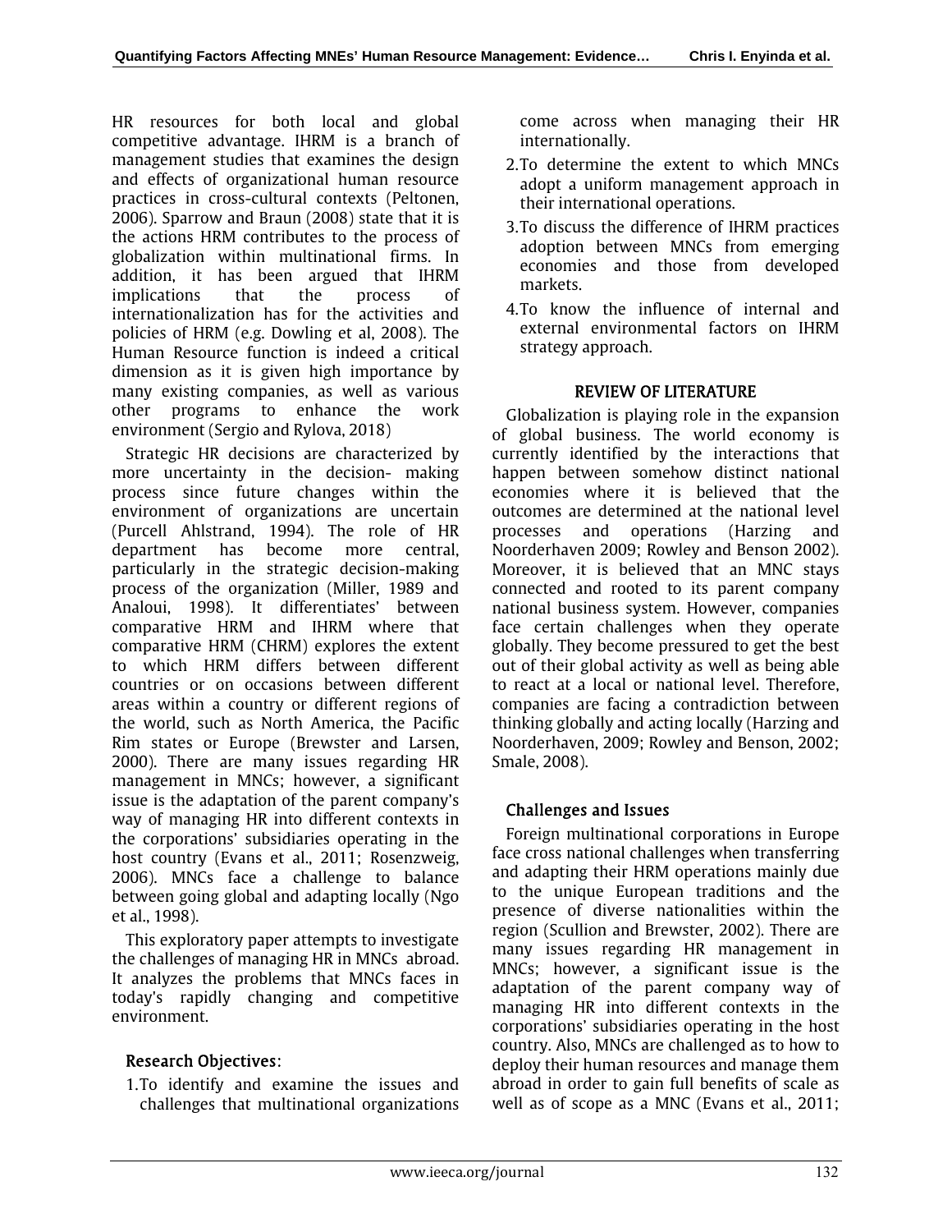HR resources for both local and global competitive advantage. IHRM is a branch of management studies that examines the design and effects of organizational human resource practices in cross-cultural contexts (Peltonen, 2006). Sparrow and Braun (2008) state that it is the actions HRM contributes to the process of globalization within multinational firms. In addition, it has been argued that IHRM implications that the process of internationalization has for the activities and policies of HRM (e.g. Dowling et al, 2008). The Human Resource function is indeed a critical dimension as it is given high importance by many existing companies, as well as various other programs to enhance the work environment (Sergio and Rylova, 2018)

Strategic HR decisions are characterized by more uncertainty in the decision- making process since future changes within the environment of organizations are uncertain (Purcell Ahlstrand, 1994). The role of HR department has become more central, particularly in the strategic decision-making process of the organization (Miller, 1989 and Analoui, 1998). It differentiates' between comparative HRM and IHRM where that comparative HRM (CHRM) explores the extent to which HRM differs between different countries or on occasions between different areas within a country or different regions of the world, such as North America, the Pacific Rim states or Europe (Brewster and Larsen, 2000). There are many issues regarding HR management in MNCs; however, a significant issue is the adaptation of the parent company's way of managing HR into different contexts in the corporations' subsidiaries operating in the host country (Evans et al., 2011; Rosenzweig, 2006). MNCs face a challenge to balance between going global and adapting locally (Ngo et al., 1998).

This exploratory paper attempts to investigate the challenges of managing HR in MNCs abroad. It analyzes the problems that MNCs faces in today's rapidly changing and competitive environment.

## Research Objectives:

1. To identify and examine the issues and challenges that multinational organizations come across when managing their HR internationally.
2. To determine the extent to which MNCs adopt a uniform management approach in their international operations.
3. To discuss the difference of IHRM practices adoption between MNCs from emerging economies and those from developed markets.
4. To know the influence of internal and external environmental factors on IHRM strategy approach.

## REVIEW OF LITERATURE

Globalization is playing role in the expansion of global business. The world economy is currently identified by the interactions that happen between somehow distinct national economies where it is believed that the outcomes are determined at the national level processes and operations (Harzing and Noorderhaven 2009; Rowley and Benson 2002). Moreover, it is believed that an MNC stays connected and rooted to its parent company national business system. However, companies face certain challenges when they operate globally. They become pressured to get the best out of their global activity as well as being able to react at a local or national level. Therefore, companies are facing a contradiction between thinking globally and acting locally (Harzing and Noorderhaven, 2009; Rowley and Benson, 2002; Smale, 2008).

### Challenges and Issues

Foreign multinational corporations in Europe face cross national challenges when transferring and adapting their HRM operations mainly due to the unique European traditions and the presence of diverse nationalities within the region (Scullion and Brewster, 2002). There are many issues regarding HR management in MNCs; however, a significant issue is the adaptation of the parent company way of managing HR into different contexts in the corporations' subsidiaries operating in the host country. Also, MNCs are challenged as to how to deploy their human resources and manage them abroad in order to gain full benefits of scale as well as of scope as a MNC (Evans et al., 2011;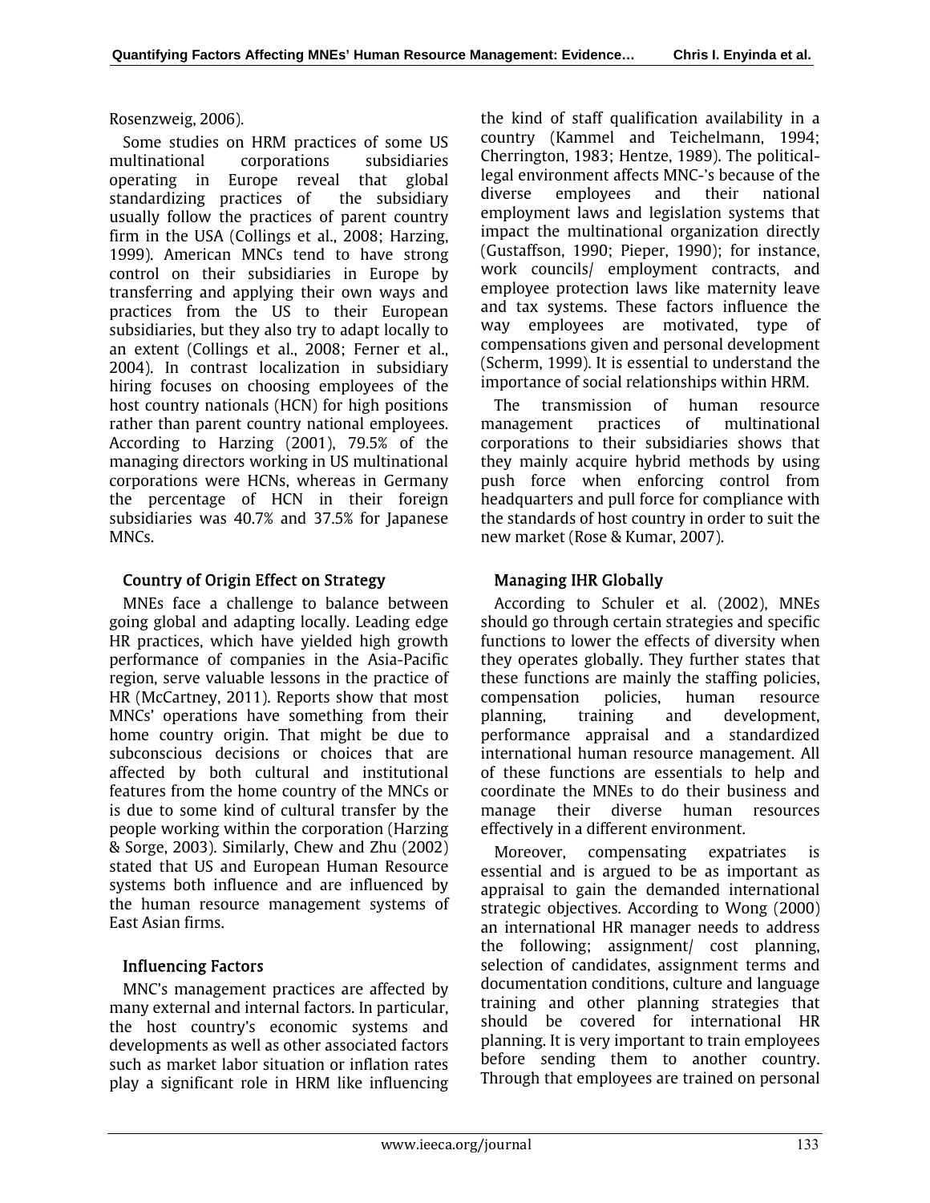Rosenzweig, 2006).

Some studies on HRM practices of some US multinational corporations subsidiaries operating in Europe reveal that global standardizing practices of the subsidiary usually follow the practices of parent country firm in the USA (Collings et al., 2008; Harzing, 1999). American MNCs tend to have strong control on their subsidiaries in Europe by transferring and applying their own ways and practices from the US to their European subsidiaries, but they also try to adapt locally to an extent (Collings et al., 2008; Ferner et al., 2004). In contrast localization in subsidiary hiring focuses on choosing employees of the host country nationals (HCN) for high positions rather than parent country national employees. According to Harzing (2001), 79.5% of the managing directors working in US multinational corporations were HCNs, whereas in Germany the percentage of HCN in their foreign subsidiaries was 40.7% and 37.5% for Japanese MNCs.

## Country of Origin Effect on Strategy

MNEs face a challenge to balance between going global and adapting locally. Leading edge HR practices, which have yielded high growth performance of companies in the Asia-Pacific region, serve valuable lessons in the practice of HR (McCartney, 2011). Reports show that most MNCs' operations have something from their home country origin. That might be due to subconscious decisions or choices that are affected by both cultural and institutional features from the home country of the MNCs or is due to some kind of cultural transfer by the people working within the corporation (Harzing & Sorge, 2003). Similarly, Chew and Zhu (2002) stated that US and European Human Resource systems both influence and are influenced by the human resource management systems of East Asian firms.

## Influencing Factors

MNC's management practices are affected by many external and internal factors. In particular, the host country's economic systems and developments as well as other associated factors such as market labor situation or inflation rates play a significant role in HRM like influencing the kind of staff qualification availability in a country (Kammel and Teichelmann, 1994; Cherrington, 1983; Hentze, 1989). The political-legal environment affects MNC-'s because of the diverse employees and their national employment laws and legislation systems that impact the multinational organization directly (Gustaffson, 1990; Pieper, 1990); for instance, work councils/ employment contracts, and employee protection laws like maternity leave and tax systems. These factors influence the way employees are motivated, type of compensations given and personal development (Scherm, 1999). It is essential to understand the importance of social relationships within HRM.

The transmission of human resource management practices of multinational corporations to their subsidiaries shows that they mainly acquire hybrid methods by using push force when enforcing control from headquarters and pull force for compliance with the standards of host country in order to suit the new market (Rose & Kumar, 2007).

## Managing IHR Globally

According to Schuler et al. (2002), MNEs should go through certain strategies and specific functions to lower the effects of diversity when they operates globally. They further states that these functions are mainly the staffing policies, compensation policies, human resource planning, training and development, performance appraisal and a standardized international human resource management. All of these functions are essentials to help and coordinate the MNEs to do their business and manage their diverse human resources effectively in a different environment.

Moreover, compensating expatriates is essential and is argued to be as important as appraisal to gain the demanded international strategic objectives. According to Wong (2000) an international HR manager needs to address the following; assignment/ cost planning, selection of candidates, assignment terms and documentation conditions, culture and language training and other planning strategies that should be covered for international HR planning. It is very important to train employees before sending them to another country. Through that employees are trained on personal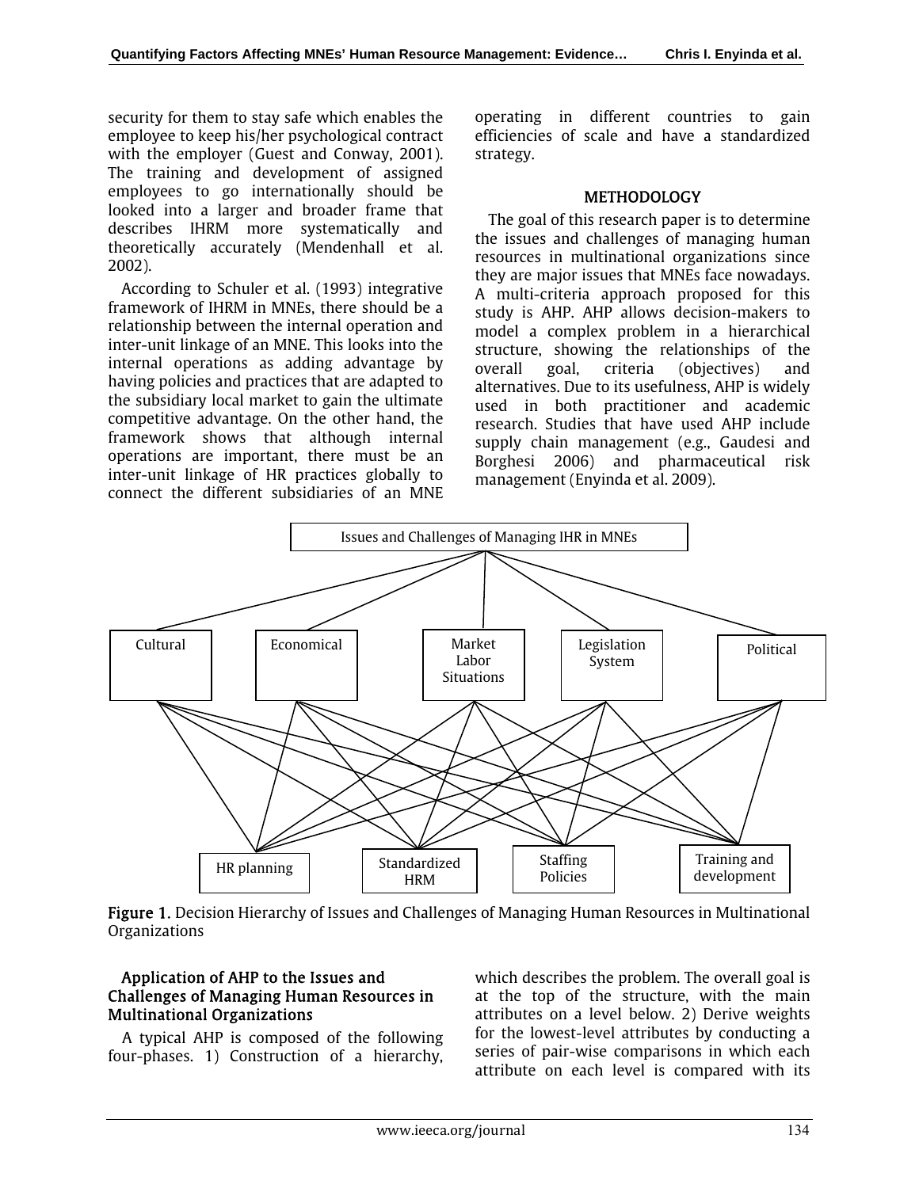security for them to stay safe which enables the employee to keep his/her psychological contract with the employer (Guest and Conway, 2001). The training and development of assigned employees to go internationally should be looked into a larger and broader frame that describes IHRM more systematically and theoretically accurately (Mendenhall et al. 2002).

According to Schuler et al. (1993) integrative framework of IHRM in MNEs, there should be a relationship between the internal operation and inter-unit linkage of an MNE. This looks into the internal operations as adding advantage by having policies and practices that are adapted to the subsidiary local market to gain the ultimate competitive advantage. On the other hand, the framework shows that although internal operations are important, there must be an inter-unit linkage of HR practices globally to connect the different subsidiaries of an MNE operating in different countries to gain efficiencies of scale and have a standardized strategy.

## METHODOLOGY

The goal of this research paper is to determine the issues and challenges of managing human resources in multinational organizations since they are major issues that MNEs face nowadays. A multi-criteria approach proposed for this study is AHP. AHP allows decision-makers to model a complex problem in a hierarchical structure, showing the relationships of the overall goal, criteria (objectives) and alternatives. Due to its usefulness, AHP is widely used in both practitioner and academic research. Studies that have used AHP include supply chain management (e.g., Gaudesi and Borghesi 2006) and pharmaceutical risk management (Enyinda et al. 2009).

Issues and Challenges of Managing IHR in MNEs

Cultural | Economical | Market Labor Situations | Legislation System | Political

HR planning | Standardized HRM | Staffing Policies | Training and development

**Figure 1.** Decision Hierarchy of Issues and Challenges of Managing Human Resources in Multinational Organizations

### Application of AHP to the Issues and Challenges of Managing Human Resources in Multinational Organizations

A typical AHP is composed of the following four-phases. 1) Construction of a hierarchy, which describes the problem. The overall goal is at the top of the structure, with the main attributes on a level below. 2) Derive weights for the lowest-level attributes by conducting a series of pair-wise comparisons in which each attribute on each level is compared with its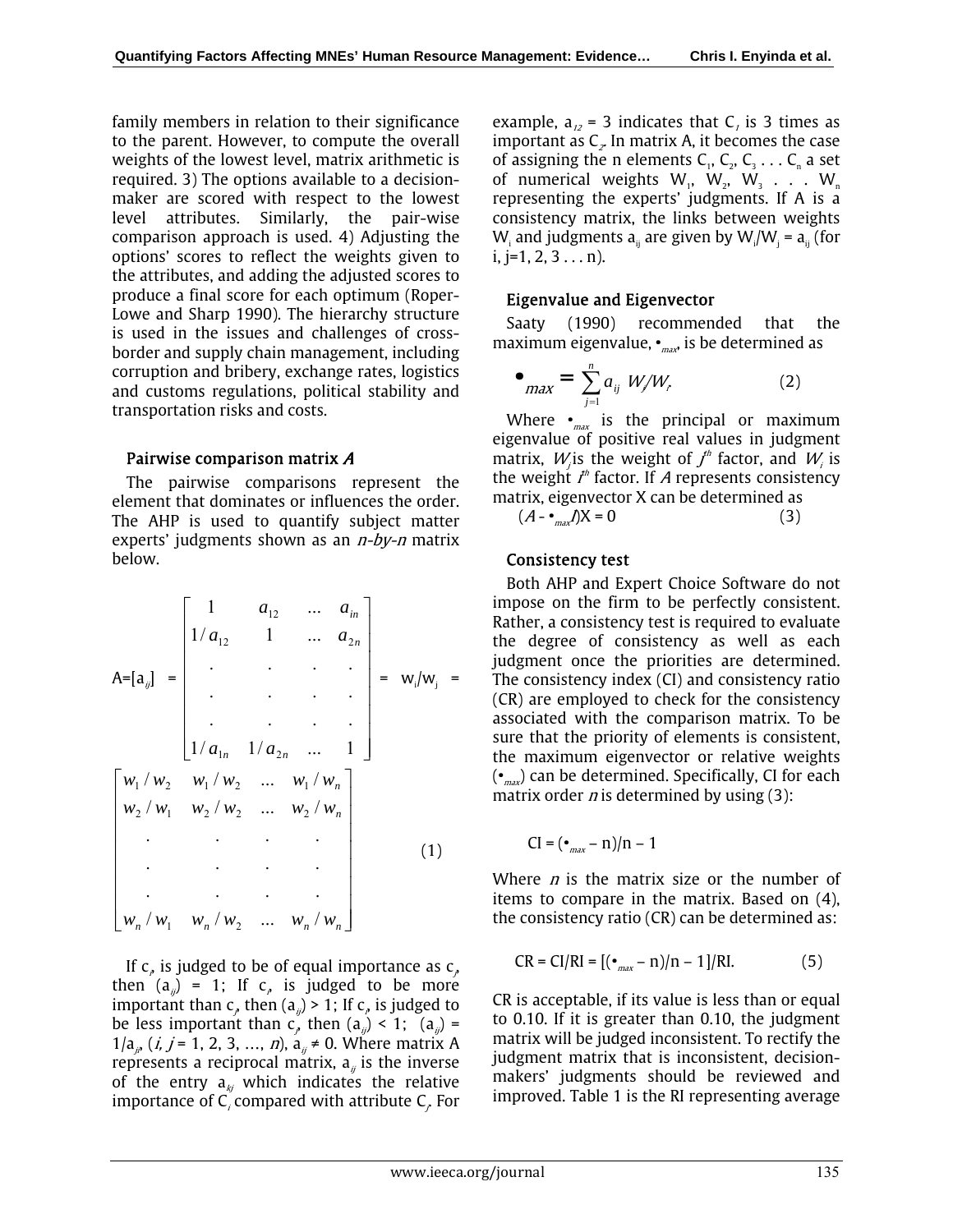family members in relation to their significance to the parent. However, to compute the overall weights of the lowest level, matrix arithmetic is required. 3) The options available to a decision-maker are scored with respect to the lowest level attributes. Similarly, the pair-wise comparison approach is used. 4) Adjusting the options' scores to reflect the weights given to the attributes, and adding the adjusted scores to produce a final score for each optimum (Roper-Lowe and Sharp 1990). The hierarchy structure is used in the issues and challenges of cross-border and supply chain management, including corruption and bribery, exchange rates, logistics and customs regulations, political stability and transportation risks and costs.

### Pairwise comparison matrix *A*

The pairwise comparisons represent the element that dominates or influences the order. The AHP is used to quantify subject matter experts' judgments shown as an *n-by-n* matrix below.

$$A=[a_{ij}] = \begin{bmatrix} 1 & a_{12} & \dots & a_{in} \\ 1/a_{12} & 1 & \dots & a_{2n} \\ . & . & . & . \\ . & . & . & . \\ . & . & . & . \\ 1/a_{1n} & 1/a_{2n} & \dots & 1 \end{bmatrix} = w_i/w_j = \begin{bmatrix} w_1/w_2 & w_1/w_2 & \dots & w_1/w_n \\ w_2/w_1 & w_2/w_2 & \dots & w_2/w_n \\ . & . & . & . \\ . & . & . & . \\ . & . & . & . \\ w_n/w_1 & w_n/w_2 & \dots & w_n/w_n \end{bmatrix} \quad (1)$$

If $c_i$ is judged to be of equal importance as $c_j$, then $(a_{ij}) = 1$; If $c_i$ is judged to be more important than $c_j$, then $(a_{ij}) > 1$; If $c_i$ is judged to be less important than $c_j$, then $(a_{ij}) < 1$; $(a_{ij}) = 1/a_{ji}$, ($i, j = 1, 2, 3, \dots, n$), $a_{ij} \neq 0$. Where matrix A represents a reciprocal matrix, $a_{ij}$ is the inverse of the entry $a_{kj}$ which indicates the relative importance of $C_i$ compared with attribute $C_j$. For example, $a_{12} = 3$ indicates that $C_1$ is 3 times as important as $C_2$. In matrix A, it becomes the case of assigning the n elements $C_1, C_2, C_3 \dots C_n$ a set of numerical weights $W_1, W_2, W_3 \dots W_n$ representing the experts' judgments. If A is a consistency matrix, the links between weights $W_i$ and judgments $a_{ij}$ are given by $W_i/W_j = a_{ij}$ (for i, j=1, 2, 3 . . . n).

### Eigenvalue and Eigenvector

Saaty (1990) recommended that the maximum eigenvalue, $\lambda_{max}$, is be determined as

$$\lambda_{max} = \sum_{j=1}^{n} a_{ij} \; W_j/W_i \quad (2)$$

Where $\lambda_{max}$ is the principal or maximum eigenvalue of positive real values in judgment matrix, $W_j$ is the weight of $j^{th}$ factor, and $W_i$ is the weight $i^{th}$ factor. If *A* represents consistency matrix, eigenvector X can be determined as

$$(A - \lambda_{max} I)X = 0 \quad (3)$$

### Consistency test

Both AHP and Expert Choice Software do not impose on the firm to be perfectly consistent. Rather, a consistency test is required to evaluate the degree of consistency as well as each judgment once the priorities are determined. The consistency index (CI) and consistency ratio (CR) are employed to check for the consistency associated with the comparison matrix. To be sure that the priority of elements is consistent, the maximum eigenvector or relative weights ($\lambda_{max}$) can be determined. Specifically, CI for each matrix order *n* is determined by using (3):

$$CI = (\lambda_{max} - n)/n - 1$$

Where *n* is the matrix size or the number of items to compare in the matrix. Based on (4), the consistency ratio (CR) can be determined as:

$$CR = CI/RI = [(\lambda_{max} - n)/n - 1]/RI. \quad (5)$$

CR is acceptable, if its value is less than or equal to 0.10. If it is greater than 0.10, the judgment matrix will be judged inconsistent. To rectify the judgment matrix that is inconsistent, decision-makers' judgments should be reviewed and improved. Table 1 is the RI representing average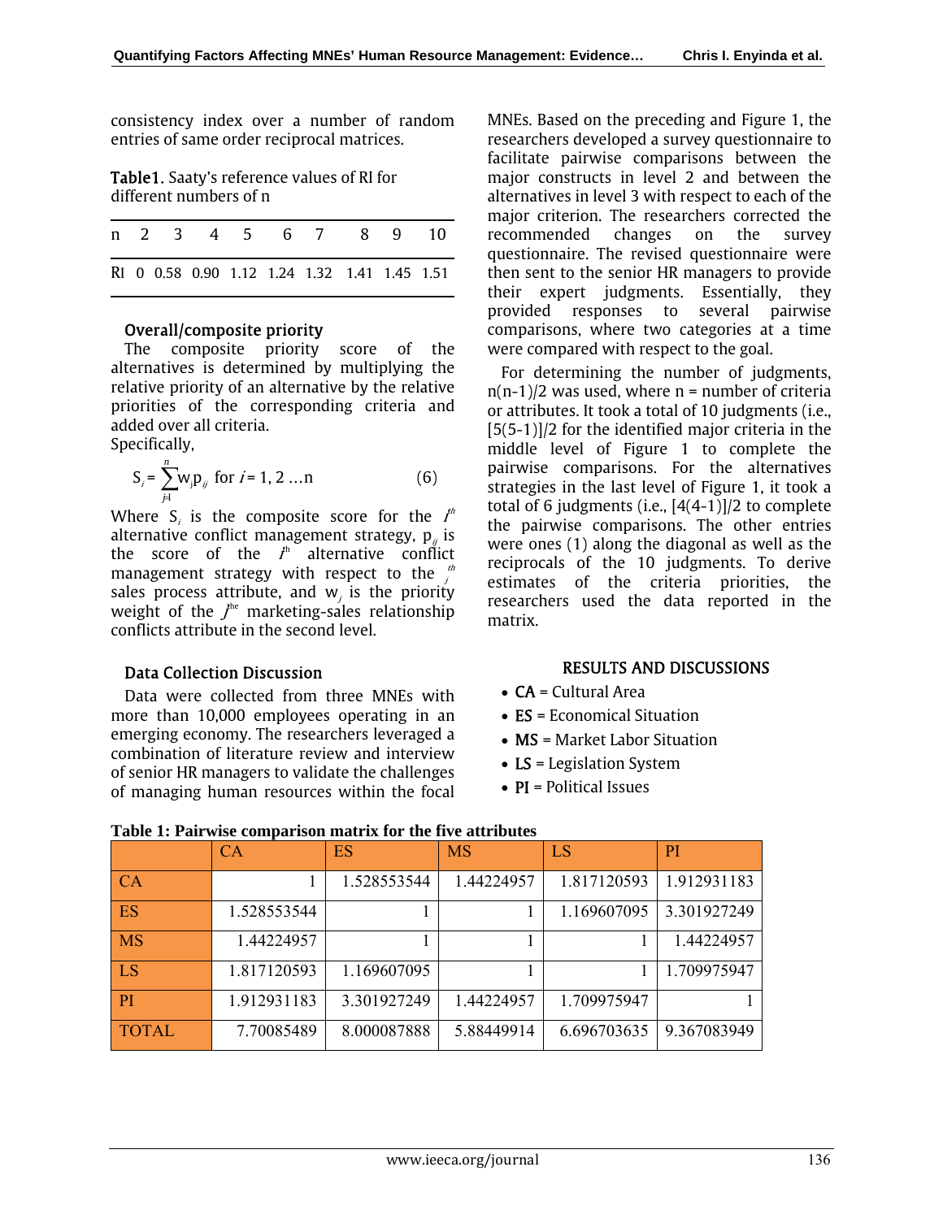consistency index over a number of random entries of same order reciprocal matrices.

**Table1.** Saaty's reference values of RI for different numbers of n

| n | 2 | 3 | 4 | 5 | 6 | 7 | 8 | 9 | 10 |
|---|---|---|---|---|---|---|---|---|---|
| RI | 0 | 0.58 | 0.90 | 1.12 | 1.24 | 1.32 | 1.41 | 1.45 | 1.51 |

### Overall/composite priority

The composite priority score of the alternatives is determined by multiplying the relative priority of an alternative by the relative priorities of the corresponding criteria and added over all criteria.

Specifically,

$$S_i = \sum_{j=1}^{n} w_j p_{ij} \text{ for } i = 1, 2 \ldots n \qquad (6)$$

Where $S_i$ is the composite score for the $i^{th}$ alternative conflict management strategy, $p_{ij}$ is the score of the $i^{th}$ alternative conflict management strategy with respect to the $j^{th}$ sales process attribute, and $w_j$ is the priority weight of the $j^{the}$ marketing-sales relationship conflicts attribute in the second level.

### Data Collection Discussion

Data were collected from three MNEs with more than 10,000 employees operating in an emerging economy. The researchers leveraged a combination of literature review and interview of senior HR managers to validate the challenges of managing human resources within the focal MNEs. Based on the preceding and Figure 1, the researchers developed a survey questionnaire to facilitate pairwise comparisons between the major constructs in level 2 and between the alternatives in level 3 with respect to each of the major criterion. The researchers corrected the recommended changes on the survey questionnaire. The revised questionnaire were then sent to the senior HR managers to provide their expert judgments. Essentially, they provided responses to several pairwise comparisons, where two categories at a time were compared with respect to the goal.

For determining the number of judgments, n(n-1)/2 was used, where n = number of criteria or attributes. It took a total of 10 judgments (i.e., [5(5-1)]/2 for the identified major criteria in the middle level of Figure 1 to complete the pairwise comparisons. For the alternatives strategies in the last level of Figure 1, it took a total of 6 judgments (i.e., [4(4-1)]/2 to complete the pairwise comparisons. The other entries were ones (1) along the diagonal as well as the reciprocals of the 10 judgments. To derive estimates of the criteria priorities, the researchers used the data reported in the matrix.

## RESULTS AND DISCUSSIONS

- **CA** = Cultural Area
- **ES** = Economical Situation
- **MS** = Market Labor Situation
- **LS** = Legislation System
- **PI** = Political Issues

**Table 1: Pairwise comparison matrix for the five attributes**

| | CA | ES | MS | LS | PI |
|---|---|---|---|---|---|
| CA | 1 | 1.528553544 | 1.44224957 | 1.817120593 | 1.912931183 |
| ES | 1.528553544 | 1 | 1 | 1.169607095 | 3.301927249 |
| MS | 1.44224957 | 1 | 1 | 1 | 1.44224957 |
| LS | 1.817120593 | 1.169607095 | 1 | 1 | 1.709975947 |
| PI | 1.912931183 | 3.301927249 | 1.44224957 | 1.709975947 | 1 |
| TOTAL | 7.70085489 | 8.000087888 | 5.88449914 | 6.696703635 | 9.367083949 |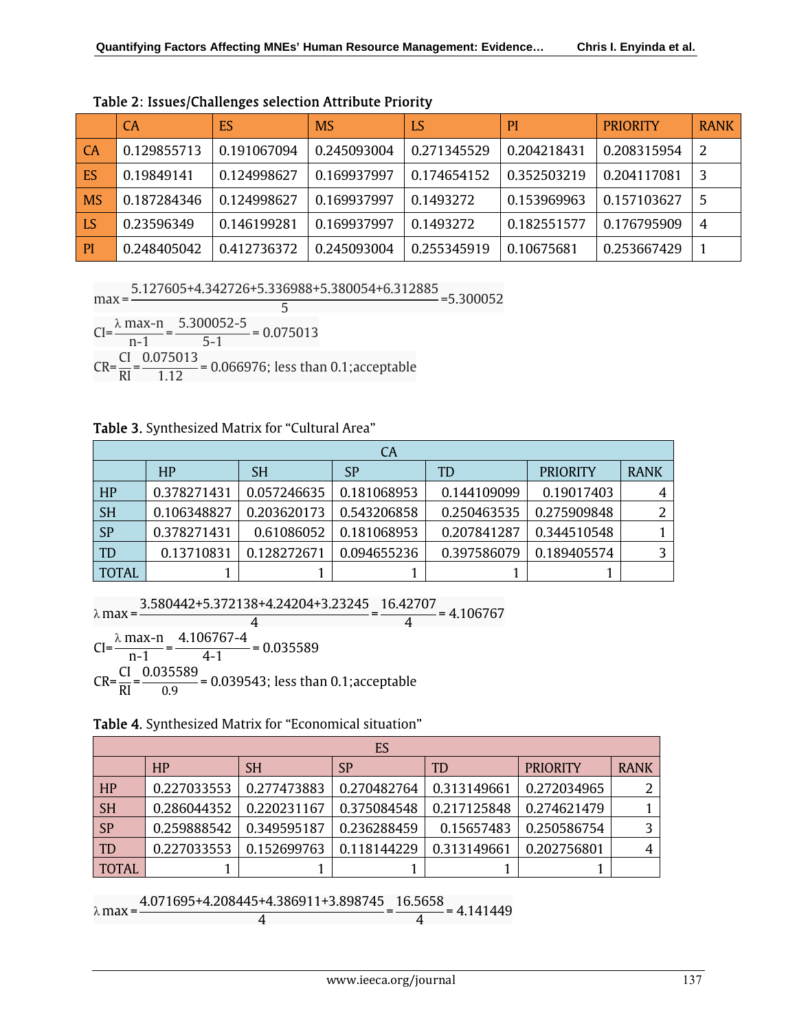Table 2: Issues/Challenges selection Attribute Priority

| | CA | ES | MS | LS | PI | PRIORITY | RANK |
|---|---|---|---|---|---|---|---|
| CA | 0.129855713 | 0.191067094 | 0.245093004 | 0.271345529 | 0.204218431 | 0.208315954 | 2 |
| ES | 0.19849141 | 0.124998627 | 0.169937997 | 0.174654152 | 0.352503219 | 0.204117081 | 3 |
| MS | 0.187284346 | 0.124998627 | 0.169937997 | 0.1493272 | 0.153969963 | 0.157103627 | 5 |
| LS | 0.23596349 | 0.146199281 | 0.169937997 | 0.1493272 | 0.182551577 | 0.176795909 | 4 |
| PI | 0.248405042 | 0.412736372 | 0.245093004 | 0.255345919 | 0.10675681 | 0.253667429 | 1 |

$$\max = \frac{5.127605+4.342726+5.336988+5.380054+6.312885}{5} = 5.300052$$

$$CI = \frac{\lambda \max - n}{n-1} = \frac{5.300052-5}{5-1} = 0.075013$$

$$CR = \frac{CI}{RI} = \frac{0.075013}{1.12} = 0.066976;\ \text{less than 0.1; acceptable}$$

Table 3. Synthesized Matrix for "Cultural Area"

| CA | | | | | | |
|---|---|---|---|---|---|---|
| | HP | SH | SP | TD | PRIORITY | RANK |
| HP | 0.378271431 | 0.057246635 | 0.181068953 | 0.144109099 | 0.19017403 | 4 |
| SH | 0.106348827 | 0.203620173 | 0.543206858 | 0.250463535 | 0.275909848 | 2 |
| SP | 0.378271431 | 0.61086052 | 0.181068953 | 0.207841287 | 0.344510548 | 1 |
| TD | 0.13710831 | 0.128272671 | 0.094655236 | 0.397586079 | 0.189405574 | 3 |
| TOTAL | 1 | 1 | 1 | 1 | 1 | |

$$\lambda \max = \frac{3.580442+5.372138+4.24204+3.23245}{4} = \frac{16.42707}{4} = 4.106767$$

$$CI = \frac{\lambda \max - n}{n-1} = \frac{4.106767-4}{4-1} = 0.035589$$

$$CR = \frac{CI}{RI} = \frac{0.035589}{0.9} = 0.039543;\ \text{less than 0.1; acceptable}$$

Table 4. Synthesized Matrix for "Economical situation"

| ES | | | | | | |
|---|---|---|---|---|---|---|
| | HP | SH | SP | TD | PRIORITY | RANK |
| HP | 0.227033553 | 0.277473883 | 0.270482764 | 0.313149661 | 0.272034965 | 2 |
| SH | 0.286044352 | 0.220231167 | 0.375084548 | 0.217125848 | 0.274621479 | 1 |
| SP | 0.259888542 | 0.349595187 | 0.236288459 | 0.15657483 | 0.250586754 | 3 |
| TD | 0.227033553 | 0.152699763 | 0.118144229 | 0.313149661 | 0.202756801 | 4 |
| TOTAL | 1 | 1 | 1 | 1 | 1 | |

$$\lambda \max = \frac{4.071695+4.208445+4.386911+3.898745}{4} = \frac{16.5658}{4} = 4.141449$$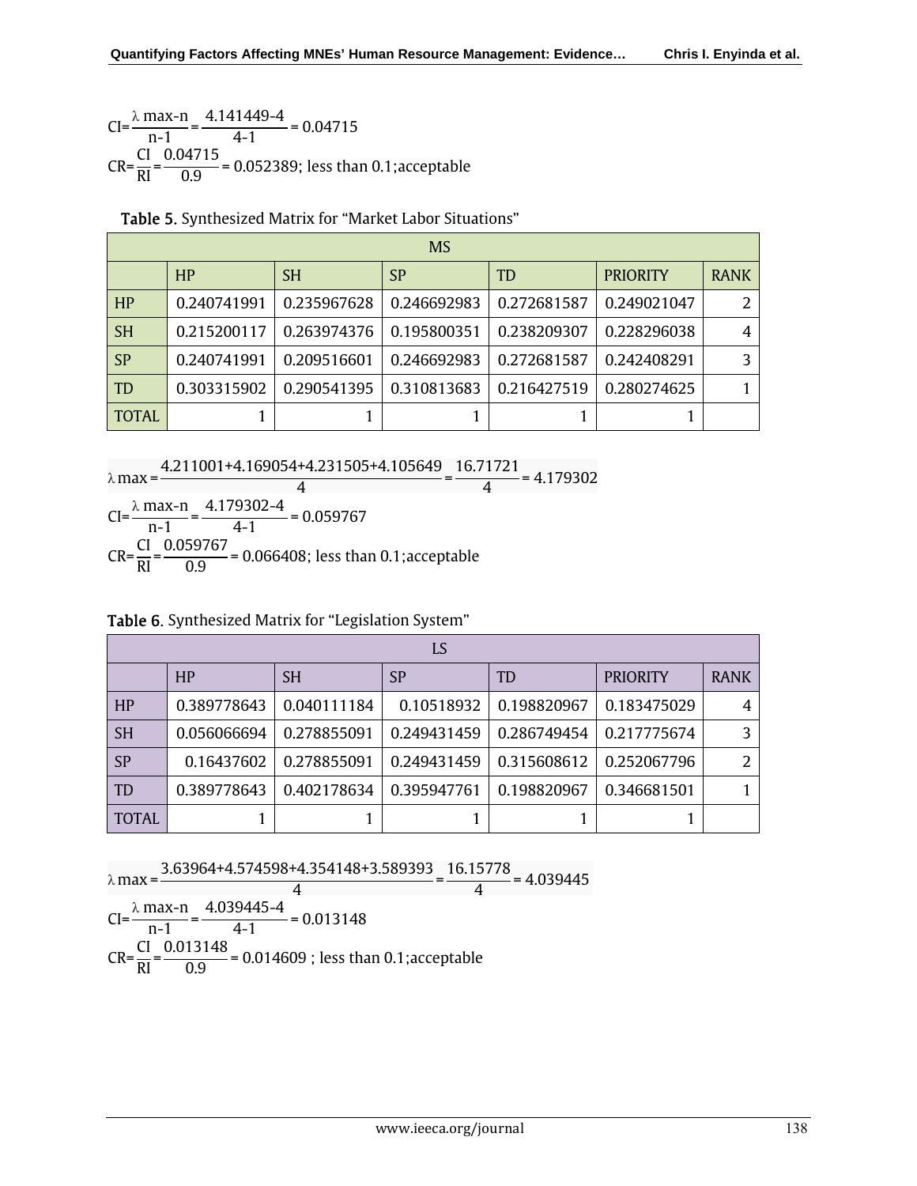$$CI=\frac{\lambda\ max-n}{n-1}=\frac{4.141449-4}{4-1}=0.04715$$

$$CR=\frac{CI}{RI}=\frac{0.04715}{0.9}=0.052389\text{; less than 0.1;acceptable}$$

**Table 5.** Synthesized Matrix for "Market Labor Situations"

| MS | | | | | | |
|---|---|---|---|---|---|---|
| | HP | SH | SP | TD | PRIORITY | RANK |
| HP | 0.240741991 | 0.235967628 | 0.246692983 | 0.272681587 | 0.249021047 | 2 |
| SH | 0.215200117 | 0.263974376 | 0.195800351 | 0.238209307 | 0.228296038 | 4 |
| SP | 0.240741991 | 0.209516601 | 0.246692983 | 0.272681587 | 0.242408291 | 3 |
| TD | 0.303315902 | 0.290541395 | 0.310813683 | 0.216427519 | 0.280274625 | 1 |
| TOTAL | 1 | 1 | 1 | 1 | 1 | |

$$\lambda\ max=\frac{4.211001+4.169054+4.231505+4.105649}{4}=\frac{16.71721}{4}=4.179302$$

$$CI=\frac{\lambda\ max-n}{n-1}=\frac{4.179302-4}{4-1}=0.059767$$

$$CR=\frac{CI}{RI}=\frac{0.059767}{0.9}=0.066408\text{; less than 0.1;acceptable}$$

**Table 6.** Synthesized Matrix for "Legislation System"

| LS | | | | | | |
|---|---|---|---|---|---|---|
| | HP | SH | SP | TD | PRIORITY | RANK |
| HP | 0.389778643 | 0.040111184 | 0.10518932 | 0.198820967 | 0.183475029 | 4 |
| SH | 0.056066694 | 0.278855091 | 0.249431459 | 0.286749454 | 0.217775674 | 3 |
| SP | 0.16437602 | 0.278855091 | 0.249431459 | 0.315608612 | 0.252067796 | 2 |
| TD | 0.389778643 | 0.402178634 | 0.395947761 | 0.198820967 | 0.346681501 | 1 |
| TOTAL | 1 | 1 | 1 | 1 | 1 | |

$$\lambda\ max=\frac{3.63964+4.574598+4.354148+3.589393}{4}=\frac{16.15778}{4}=4.039445$$

$$CI=\frac{\lambda\ max-n}{n-1}=\frac{4.039445-4}{4-1}=0.013148$$

$$CR=\frac{CI}{RI}=\frac{0.013148}{0.9}=0.014609\text{ ; less than 0.1;acceptable}$$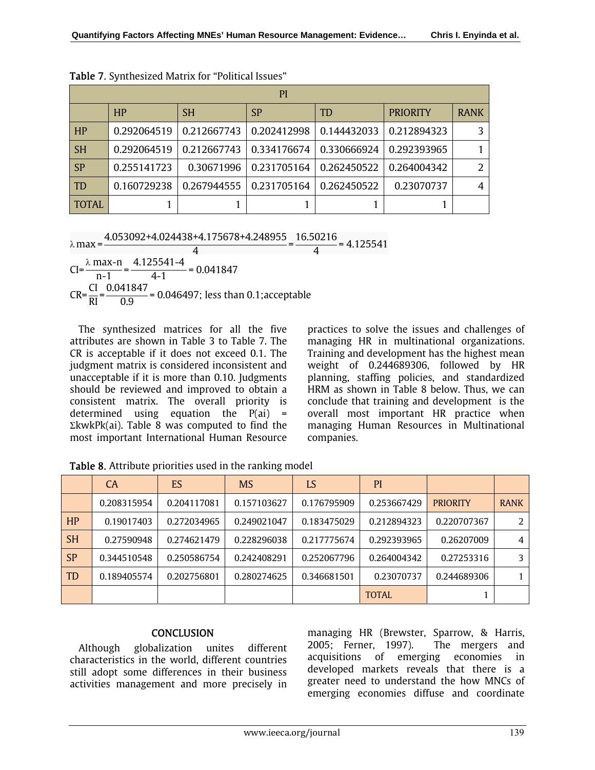**Table 7.** Synthesized Matrix for "Political Issues"

| PI | | | | | | |
|---|---|---|---|---|---|---|
| | HP | SH | SP | TD | PRIORITY | RANK |
| HP | 0.292064519 | 0.212667743 | 0.202412998 | 0.144432033 | 0.212894323 | 3 |
| SH | 0.292064519 | 0.212667743 | 0.334176674 | 0.330666924 | 0.292393965 | 1 |
| SP | 0.255141723 | 0.30671996 | 0.231705164 | 0.262450522 | 0.264004342 | 2 |
| TD | 0.160729238 | 0.267944555 | 0.231705164 | 0.262450522 | 0.23070737 | 4 |
| TOTAL | 1 | 1 | 1 | 1 | 1 | |

$$\lambda\,\text{max} = \frac{4.053092+4.024438+4.175678+4.248955}{4} = \frac{16.50216}{4} = 4.125541$$

$$\text{CI} = \frac{\lambda\,\text{max-n}}{\text{n-1}} = \frac{4.125541\text{-}4}{4\text{-}1} = 0.041847$$

$$\text{CR} = \frac{\text{CI}}{\text{RI}} = \frac{0.041847}{0.9} = 0.046497;\ \text{less than 0.1;acceptable}$$

The synthesized matrices for all the five attributes are shown in Table 3 to Table 7. The CR is acceptable if it does not exceed 0.1. The judgment matrix is considered inconsistent and unacceptable if it is more than 0.10. Judgments should be reviewed and improved to obtain a consistent matrix. The overall priority is determined using equation the $P(a_i) = \Sigma_k w_k P_k(a_i)$. Table 8 was computed to find the most important International Human Resource practices to solve the issues and challenges of managing HR in multinational organizations. Training and development has the highest mean weight of 0.244689306, followed by HR planning, staffing policies, and standardized HRM as shown in Table 8 below. Thus, we can conclude that training and development is the overall most important HR practice when managing Human Resources in Multinational companies.

**Table 8.** Attribute priorities used in the ranking model

| | CA | ES | MS | LS | PI | | |
|---|---|---|---|---|---|---|---|
| | 0.208315954 | 0.204117081 | 0.157103627 | 0.176795909 | 0.253667429 | PRIORITY | RANK |
| HP | 0.19017403 | 0.272034965 | 0.249021047 | 0.183475029 | 0.212894323 | 0.220707367 | 2 |
| SH | 0.27590948 | 0.274621479 | 0.228296038 | 0.217775674 | 0.292393965 | 0.26207009 | 4 |
| SP | 0.344510548 | 0.250586754 | 0.242408291 | 0.252067796 | 0.264004342 | 0.27253316 | 3 |
| TD | 0.189405574 | 0.202756801 | 0.280274625 | 0.346681501 | 0.23070737 | 0.244689306 | 1 |
| | | | | | TOTAL | 1 | |

## CONCLUSION

Although globalization unites different characteristics in the world, different countries still adopt some differences in their business activities management and more precisely in managing HR (Brewster, Sparrow, & Harris, 2005; Ferner, 1997). The mergers and acquisitions of emerging economies in developed markets reveals that there is a greater need to understand the how MNCs of emerging economies diffuse and coordinate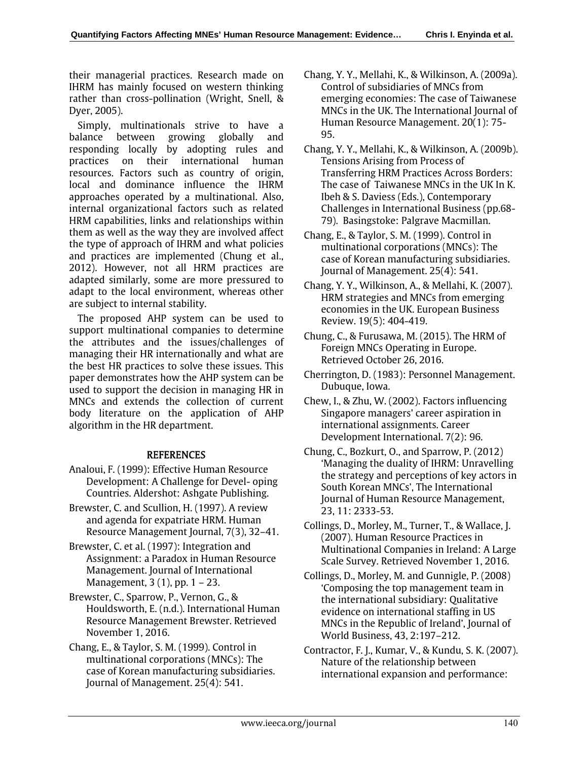their managerial practices. Research made on IHRM has mainly focused on western thinking rather than cross-pollination (Wright, Snell, & Dyer, 2005).

Simply, multinationals strive to have a balance between growing globally and responding locally by adopting rules and practices on their international human resources. Factors such as country of origin, local and dominance influence the IHRM approaches operated by a multinational. Also, internal organizational factors such as related HRM capabilities, links and relationships within them as well as the way they are involved affect the type of approach of IHRM and what policies and practices are implemented (Chung et al., 2012). However, not all HRM practices are adapted similarly, some are more pressured to adapt to the local environment, whereas other are subject to internal stability.

The proposed AHP system can be used to support multinational companies to determine the attributes and the issues/challenges of managing their HR internationally and what are the best HR practices to solve these issues. This paper demonstrates how the AHP system can be used to support the decision in managing HR in MNCs and extends the collection of current body literature on the application of AHP algorithm in the HR department.

## REFERENCES

Analoui, F. (1999): Effective Human Resource Development: A Challenge for Devel- oping Countries. Aldershot: Ashgate Publishing.

Brewster, C. and Scullion, H. (1997). A review and agenda for expatriate HRM. Human Resource Management Journal, 7(3), 32–41.

Brewster, C. et al. (1997): Integration and Assignment: a Paradox in Human Resource Management. Journal of International Management, 3 (1), pp. 1 – 23.

Brewster, C., Sparrow, P., Vernon, G., & Houldsworth, E. (n.d.). International Human Resource Management Brewster. Retrieved November 1, 2016.

Chang, E., & Taylor, S. M. (1999). Control in multinational corporations (MNCs): The case of Korean manufacturing subsidiaries. Journal of Management. 25(4): 541.

Chang, Y. Y., Mellahi, K., & Wilkinson, A. (2009a). Control of subsidiaries of MNCs from emerging economies: The case of Taiwanese MNCs in the UK. The International Journal of Human Resource Management. 20(1): 75-95.

Chang, Y. Y., Mellahi, K., & Wilkinson, A. (2009b). Tensions Arising from Process of Transferring HRM Practices Across Borders: The case of Taiwanese MNCs in the UK In K. Ibeh & S. Daviess (Eds.), Contemporary Challenges in International Business (pp.68-79). Basingstoke: Palgrave Macmillan.

Chang, E., & Taylor, S. M. (1999). Control in multinational corporations (MNCs): The case of Korean manufacturing subsidiaries. Journal of Management. 25(4): 541.

Chang, Y. Y., Wilkinson, A., & Mellahi, K. (2007). HRM strategies and MNCs from emerging economies in the UK. European Business Review. 19(5): 404-419.

Chung, C., & Furusawa, M. (2015). The HRM of Foreign MNCs Operating in Europe. Retrieved October 26, 2016.

Cherrington, D. (1983): Personnel Management. Dubuque, Iowa.

Chew, I., & Zhu, W. (2002). Factors influencing Singapore managers' career aspiration in international assignments. Career Development International. 7(2): 96.

Chung, C., Bozkurt, O., and Sparrow, P. (2012) 'Managing the duality of IHRM: Unravelling the strategy and perceptions of key actors in South Korean MNCs', The International Journal of Human Resource Management, 23, 11: 2333-53.

Collings, D., Morley, M., Turner, T., & Wallace, J. (2007). Human Resource Practices in Multinational Companies in Ireland: A Large Scale Survey. Retrieved November 1, 2016.

Collings, D., Morley, M. and Gunnigle, P. (2008) 'Composing the top management team in the international subsidiary: Qualitative evidence on international staffing in US MNCs in the Republic of Ireland', Journal of World Business, 43, 2:197–212.

Contractor, F. J., Kumar, V., & Kundu, S. K. (2007). Nature of the relationship between international expansion and performance: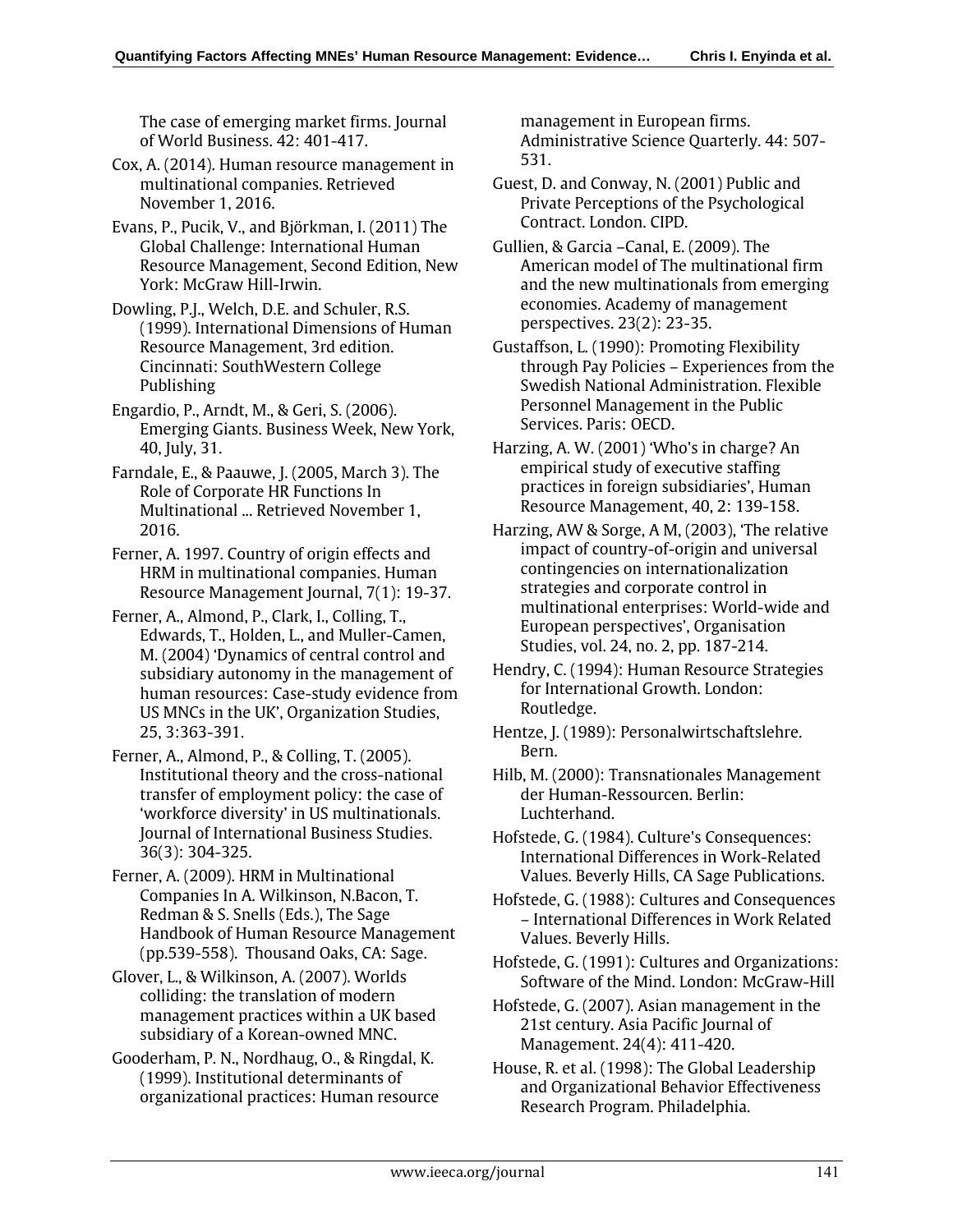The case of emerging market firms. Journal of World Business. 42: 401-417.

Cox, A. (2014). Human resource management in multinational companies. Retrieved November 1, 2016.

Evans, P., Pucik, V., and Björkman, I. (2011) The Global Challenge: International Human Resource Management, Second Edition, New York: McGraw Hill-Irwin.

Dowling, P.J., Welch, D.E. and Schuler, R.S. (1999). International Dimensions of Human Resource Management, 3rd edition. Cincinnati: SouthWestern College Publishing

Engardio, P., Arndt, M., & Geri, S. (2006). Emerging Giants. Business Week, New York, 40, July, 31.

Farndale, E., & Paauwe, J. (2005, March 3). The Role of Corporate HR Functions In Multinational ... Retrieved November 1, 2016.

Ferner, A. 1997. Country of origin effects and HRM in multinational companies. Human Resource Management Journal, 7(1): 19-37.

Ferner, A., Almond, P., Clark, I., Colling, T., Edwards, T., Holden, L., and Muller-Camen, M. (2004) 'Dynamics of central control and subsidiary autonomy in the management of human resources: Case-study evidence from US MNCs in the UK', Organization Studies, 25, 3:363-391.

Ferner, A., Almond, P., & Colling, T. (2005). Institutional theory and the cross-national transfer of employment policy: the case of 'workforce diversity' in US multinationals. Journal of International Business Studies. 36(3): 304-325.

Ferner, A. (2009). HRM in Multinational Companies In A. Wilkinson, N.Bacon, T. Redman & S. Snells (Eds.), The Sage Handbook of Human Resource Management (pp.539-558). Thousand Oaks, CA: Sage.

Glover, L., & Wilkinson, A. (2007). Worlds colliding: the translation of modern management practices within a UK based subsidiary of a Korean-owned MNC.

Gooderham, P. N., Nordhaug, O., & Ringdal, K. (1999). Institutional determinants of organizational practices: Human resource management in European firms. Administrative Science Quarterly. 44: 507-531.

Guest, D. and Conway, N. (2001) Public and Private Perceptions of the Psychological Contract. London. CIPD.

Gullien, & Garcia –Canal, E. (2009). The American model of The multinational firm and the new multinationals from emerging economies. Academy of management perspectives. 23(2): 23-35.

Gustaffson, L. (1990): Promoting Flexibility through Pay Policies – Experiences from the Swedish National Administration. Flexible Personnel Management in the Public Services. Paris: OECD.

Harzing, A. W. (2001) 'Who's in charge? An empirical study of executive staffing practices in foreign subsidiaries', Human Resource Management, 40, 2: 139-158.

Harzing, AW & Sorge, A M, (2003), 'The relative impact of country-of-origin and universal contingencies on internationalization strategies and corporate control in multinational enterprises: World-wide and European perspectives', Organisation Studies, vol. 24, no. 2, pp. 187-214.

Hendry, C. (1994): Human Resource Strategies for International Growth. London: Routledge.

Hentze, J. (1989): Personalwirtschaftslehre. Bern.

Hilb, M. (2000): Transnationales Management der Human-Ressourcen. Berlin: Luchterhand.

Hofstede, G. (1984). Culture's Consequences: International Differences in Work-Related Values. Beverly Hills, CA Sage Publications.

Hofstede, G. (1988): Cultures and Consequences – International Differences in Work Related Values. Beverly Hills.

Hofstede, G. (1991): Cultures and Organizations: Software of the Mind. London: McGraw-Hill

Hofstede, G. (2007). Asian management in the 21st century. Asia Pacific Journal of Management. 24(4): 411-420.

House, R. et al. (1998): The Global Leadership and Organizational Behavior Effectiveness Research Program. Philadelphia.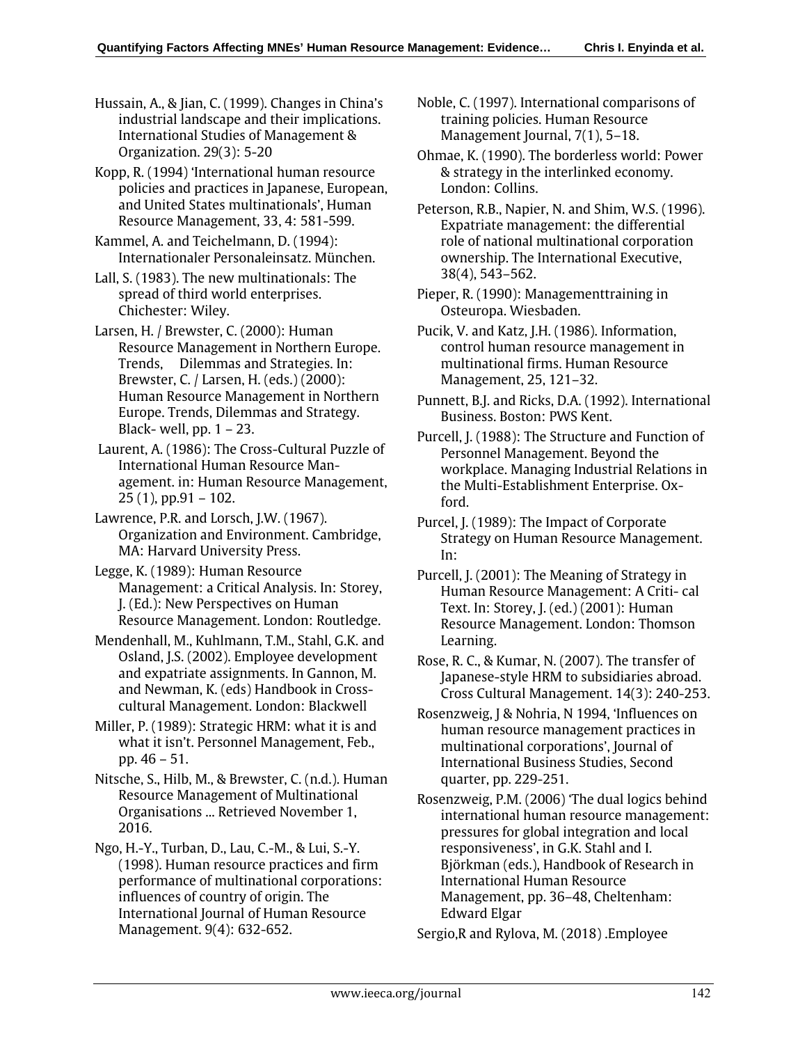Hussain, A., & Jian, C. (1999). Changes in China's industrial landscape and their implications. International Studies of Management & Organization. 29(3): 5-20

Kopp, R. (1994) 'International human resource policies and practices in Japanese, European, and United States multinationals', Human Resource Management, 33, 4: 581-599.

Kammel, A. and Teichelmann, D. (1994): Internationaler Personaleinsatz. München.

Lall, S. (1983). The new multinationals: The spread of third world enterprises. Chichester: Wiley.

Larsen, H. / Brewster, C. (2000): Human Resource Management in Northern Europe. Trends, Dilemmas and Strategies. In: Brewster, C. / Larsen, H. (eds.) (2000): Human Resource Management in Northern Europe. Trends, Dilemmas and Strategy. Black- well, pp. 1 – 23.

Laurent, A. (1986): The Cross-Cultural Puzzle of International Human Resource Man- agement. in: Human Resource Management, 25 (1), pp.91 – 102.

Lawrence, P.R. and Lorsch, J.W. (1967). Organization and Environment. Cambridge, MA: Harvard University Press.

Legge, K. (1989): Human Resource Management: a Critical Analysis. In: Storey, J. (Ed.): New Perspectives on Human Resource Management. London: Routledge.

Mendenhall, M., Kuhlmann, T.M., Stahl, G.K. and Osland, J.S. (2002). Employee development and expatriate assignments. In Gannon, M. and Newman, K. (eds) Handbook in Cross-cultural Management. London: Blackwell

Miller, P. (1989): Strategic HRM: what it is and what it isn't. Personnel Management, Feb., pp. 46 – 51.

Nitsche, S., Hilb, M., & Brewster, C. (n.d.). Human Resource Management of Multinational Organisations ... Retrieved November 1, 2016.

Ngo, H.-Y., Turban, D., Lau, C.-M., & Lui, S.-Y. (1998). Human resource practices and firm performance of multinational corporations: influences of country of origin. The International Journal of Human Resource Management. 9(4): 632-652.

Noble, C. (1997). International comparisons of training policies. Human Resource Management Journal, 7(1), 5–18.

Ohmae, K. (1990). The borderless world: Power & strategy in the interlinked economy. London: Collins.

Peterson, R.B., Napier, N. and Shim, W.S. (1996). Expatriate management: the differential role of national multinational corporation ownership. The International Executive, 38(4), 543–562.

Pieper, R. (1990): Managementtraining in Osteuropa. Wiesbaden.

Pucik, V. and Katz, J.H. (1986). Information, control human resource management in multinational firms. Human Resource Management, 25, 121–32.

Punnett, B.J. and Ricks, D.A. (1992). International Business. Boston: PWS Kent.

Purcell, J. (1988): The Structure and Function of Personnel Management. Beyond the workplace. Managing Industrial Relations in the Multi-Establishment Enterprise. Ox- ford.

Purcel, J. (1989): The Impact of Corporate Strategy on Human Resource Management. In:

Purcell, J. (2001): The Meaning of Strategy in Human Resource Management: A Criti- cal Text. In: Storey, J. (ed.) (2001): Human Resource Management. London: Thomson Learning.

Rose, R. C., & Kumar, N. (2007). The transfer of Japanese-style HRM to subsidiaries abroad. Cross Cultural Management. 14(3): 240-253.

Rosenzweig, J & Nohria, N 1994, 'Influences on human resource management practices in multinational corporations', Journal of International Business Studies, Second quarter, pp. 229-251.

Rosenzweig, P.M. (2006) 'The dual logics behind international human resource management: pressures for global integration and local responsiveness', in G.K. Stahl and I. Björkman (eds.), Handbook of Research in International Human Resource Management, pp. 36–48, Cheltenham: Edward Elgar

Sergio,R and Rylova, M. (2018) .Employee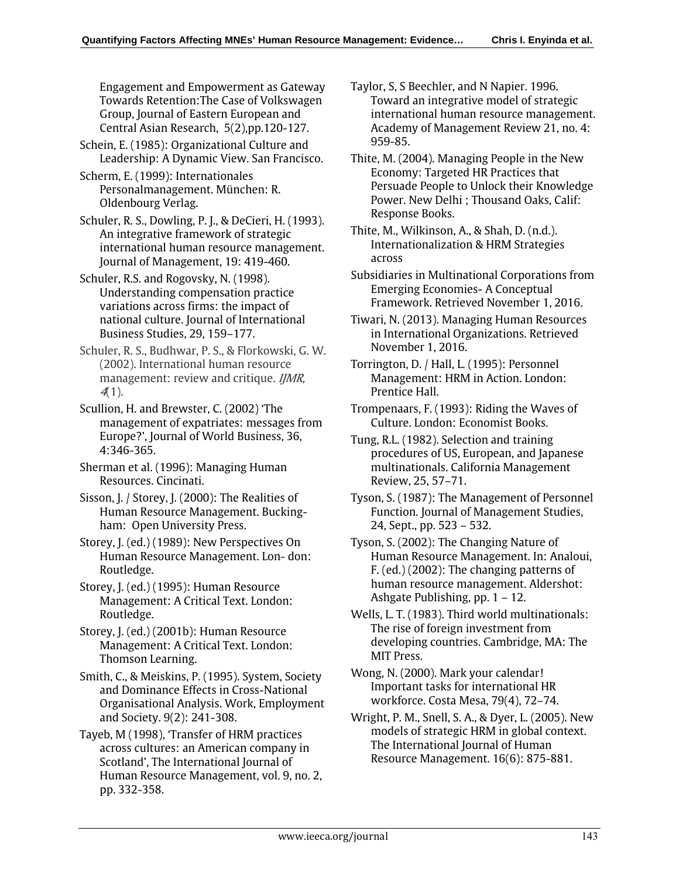Engagement and Empowerment as Gateway Towards Retention:The Case of Volkswagen Group, Journal of Eastern European and Central Asian Research, 5(2),pp.120-127.

Schein, E. (1985): Organizational Culture and Leadership: A Dynamic View. San Francisco.

Scherm, E. (1999): Internationales Personalmanagement. München: R. Oldenbourg Verlag.

Schuler, R. S., Dowling, P. J., & DeCieri, H. (1993). An integrative framework of strategic international human resource management. Journal of Management, 19: 419-460.

Schuler, R.S. and Rogovsky, N. (1998). Understanding compensation practice variations across firms: the impact of national culture. Journal of International Business Studies, 29, 159–177.

Schuler, R. S., Budhwar, P. S., & Florkowski, G. W. (2002). International human resource management: review and critique. *IJMR, 4*(1).

Scullion, H. and Brewster, C. (2002) 'The management of expatriates: messages from Europe?', Journal of World Business, 36, 4:346-365.

Sherman et al. (1996): Managing Human Resources. Cincinati.

Sisson, J. / Storey, J. (2000): The Realities of Human Resource Management. Buckingham: Open University Press.

Storey, J. (ed.) (1989): New Perspectives On Human Resource Management. Lon- don: Routledge.

Storey, J. (ed.) (1995): Human Resource Management: A Critical Text. London: Routledge.

Storey, J. (ed.) (2001b): Human Resource Management: A Critical Text. London: Thomson Learning.

Smith, C., & Meiskins, P. (1995). System, Society and Dominance Effects in Cross-National Organisational Analysis. Work, Employment and Society. 9(2): 241-308.

Tayeb, M (1998), 'Transfer of HRM practices across cultures: an American company in Scotland', The International Journal of Human Resource Management, vol. 9, no. 2, pp. 332-358.

Taylor, S, S Beechler, and N Napier. 1996. Toward an integrative model of strategic international human resource management. Academy of Management Review 21, no. 4: 959-85.

Thite, M. (2004). Managing People in the New Economy: Targeted HR Practices that Persuade People to Unlock their Knowledge Power. New Delhi ; Thousand Oaks, Calif: Response Books.

Thite, M., Wilkinson, A., & Shah, D. (n.d.). Internationalization & HRM Strategies across

Subsidiaries in Multinational Corporations from Emerging Economies- A Conceptual Framework. Retrieved November 1, 2016.

Tiwari, N. (2013). Managing Human Resources in International Organizations. Retrieved November 1, 2016.

Torrington, D. / Hall, L. (1995): Personnel Management: HRM in Action. London: Prentice Hall.

Trompenaars, F. (1993): Riding the Waves of Culture. London: Economist Books.

Tung, R.L. (1982). Selection and training procedures of US, European, and Japanese multinationals. California Management Review, 25, 57–71.

Tyson, S. (1987): The Management of Personnel Function. Journal of Management Studies, 24, Sept., pp. 523 – 532.

Tyson, S. (2002): The Changing Nature of Human Resource Management. In: Analoui, F. (ed.) (2002): The changing patterns of human resource management. Aldershot: Ashgate Publishing, pp. 1 – 12.

Wells, L. T. (1983). Third world multinationals: The rise of foreign investment from developing countries. Cambridge, MA: The MIT Press.

Wong, N. (2000). Mark your calendar! Important tasks for international HR workforce. Costa Mesa, 79(4), 72–74.

Wright, P. M., Snell, S. A., & Dyer, L. (2005). New models of strategic HRM in global context. The International Journal of Human Resource Management. 16(6): 875-881.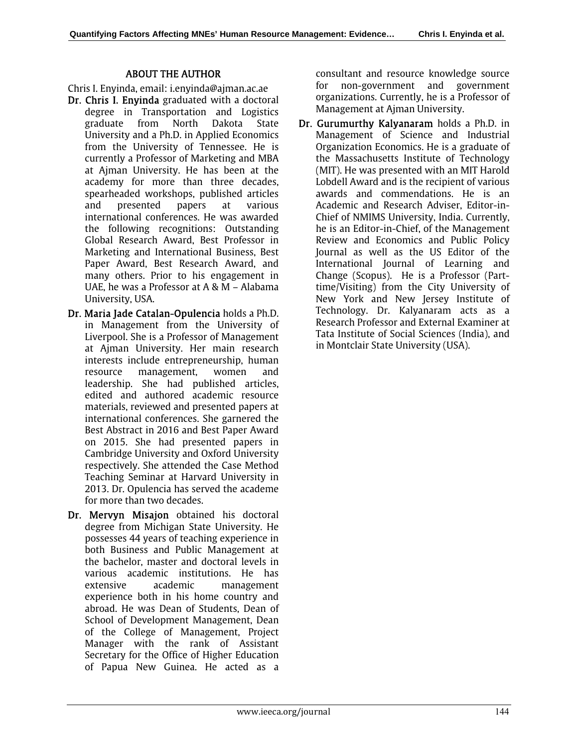## ABOUT THE AUTHOR

Chris I. Enyinda, email: i.enyinda@ajman.ac.ae

**Dr. Chris I. Enyinda** graduated with a doctoral degree in Transportation and Logistics graduate from North Dakota State University and a Ph.D. in Applied Economics from the University of Tennessee. He is currently a Professor of Marketing and MBA at Ajman University. He has been at the academy for more than three decades, spearheaded workshops, published articles and presented papers at various international conferences. He was awarded the following recognitions: Outstanding Global Research Award, Best Professor in Marketing and International Business, Best Paper Award, Best Research Award, and many others. Prior to his engagement in UAE, he was a Professor at A & M – Alabama University, USA.

**Dr. Maria Jade Catalan-Opulencia** holds a Ph.D. in Management from the University of Liverpool. She is a Professor of Management at Ajman University. Her main research interests include entrepreneurship, human resource management, women and leadership. She had published articles, edited and authored academic resource materials, reviewed and presented papers at international conferences. She garnered the Best Abstract in 2016 and Best Paper Award on 2015. She had presented papers in Cambridge University and Oxford University respectively. She attended the Case Method Teaching Seminar at Harvard University in 2013. Dr. Opulencia has served the academe for more than two decades.

**Dr. Mervyn Misajon** obtained his doctoral degree from Michigan State University. He possesses 44 years of teaching experience in both Business and Public Management at the bachelor, master and doctoral levels in various academic institutions. He has extensive academic management experience both in his home country and abroad. He was Dean of Students, Dean of School of Development Management, Dean of the College of Management, Project Manager with the rank of Assistant Secretary for the Office of Higher Education of Papua New Guinea. He acted as a consultant and resource knowledge source for non-government and government organizations. Currently, he is a Professor of Management at Ajman University.

**Dr. Gurumurthy Kalyanaram** holds a Ph.D. in Management of Science and Industrial Organization Economics. He is a graduate of the Massachusetts Institute of Technology (MIT). He was presented with an MIT Harold Lobdell Award and is the recipient of various awards and commendations. He is an Academic and Research Adviser, Editor-in-Chief of NMIMS University, India. Currently, he is an Editor-in-Chief, of the Management Review and Economics and Public Policy Journal as well as the US Editor of the International Journal of Learning and Change (Scopus). He is a Professor (Part-time/Visiting) from the City University of New York and New Jersey Institute of Technology. Dr. Kalyanaram acts as a Research Professor and External Examiner at Tata Institute of Social Sciences (India), and in Montclair State University (USA).